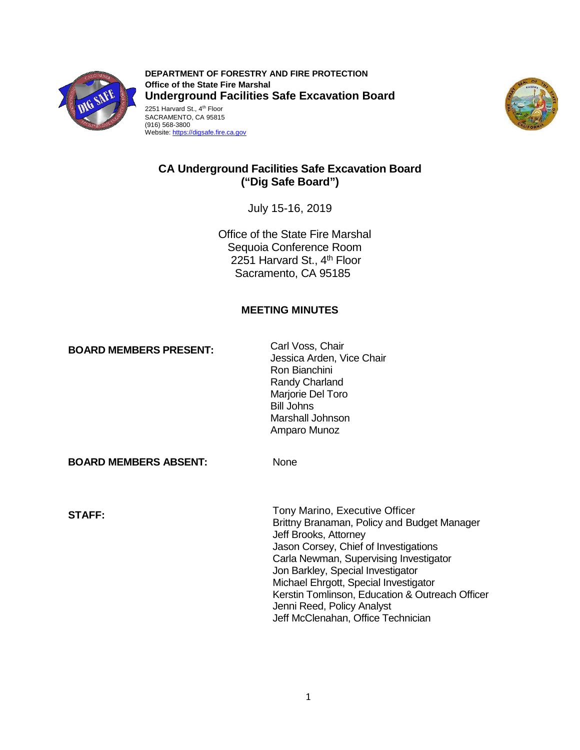**DEPARTMENT OF FORESTRY AND FIRE PROTECTION**
**Office of the State Fire Marshal**
**Underground Facilities Safe Excavation Board**
2251 Harvard St., 4th Floor
SACRAMENTO, CA 95815
(916) 568-3800
Website: https://digsafe.fire.ca.gov

# CA Underground Facilities Safe Excavation Board ("Dig Safe Board")

July 15-16, 2019

Office of the State Fire Marshal
Sequoia Conference Room
2251 Harvard St., 4th Floor
Sacramento, CA 95185

## MEETING MINUTES

**BOARD MEMBERS PRESENT:**

Carl Voss, Chair
Jessica Arden, Vice Chair
Ron Bianchini
Randy Charland
Marjorie Del Toro
Bill Johns
Marshall Johnson
Amparo Munoz

**BOARD MEMBERS ABSENT:**

None

**STAFF:**

Tony Marino, Executive Officer
Brittny Branaman, Policy and Budget Manager
Jeff Brooks, Attorney
Jason Corsey, Chief of Investigations
Carla Newman, Supervising Investigator
Jon Barkley, Special Investigator
Michael Ehrgott, Special Investigator
Kerstin Tomlinson, Education & Outreach Officer
Jenni Reed, Policy Analyst
Jeff McClenahan, Office Technician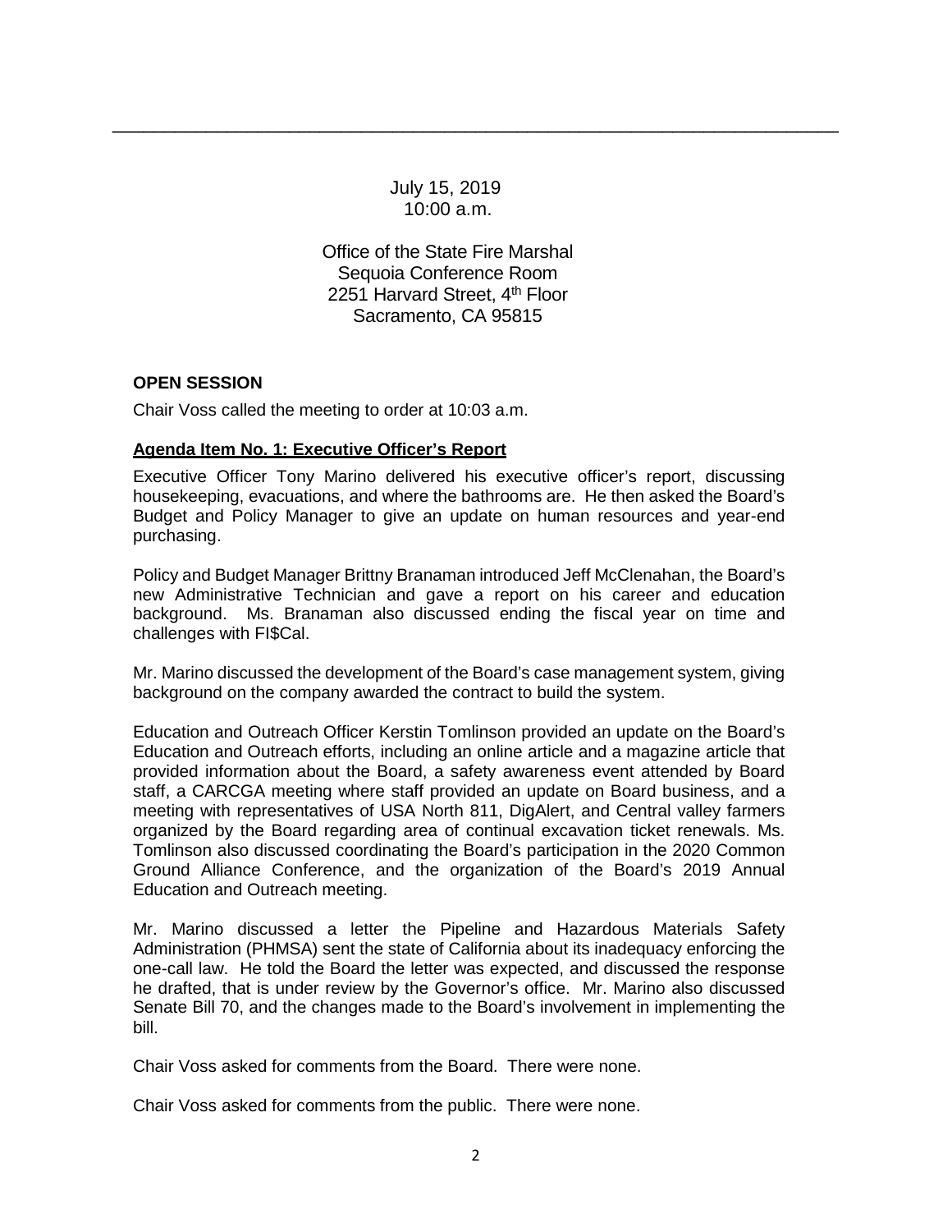July 15, 2019
10:00 a.m.

Office of the State Fire Marshal
Sequoia Conference Room
2251 Harvard Street, 4th Floor
Sacramento, CA 95815

**OPEN SESSION**

Chair Voss called the meeting to order at 10:03 a.m.

**Agenda Item No. 1: Executive Officer's Report**

Executive Officer Tony Marino delivered his executive officer's report, discussing housekeeping, evacuations, and where the bathrooms are. He then asked the Board's Budget and Policy Manager to give an update on human resources and year-end purchasing.

Policy and Budget Manager Brittny Branaman introduced Jeff McClenahan, the Board's new Administrative Technician and gave a report on his career and education background. Ms. Branaman also discussed ending the fiscal year on time and challenges with FI$Cal.

Mr. Marino discussed the development of the Board's case management system, giving background on the company awarded the contract to build the system.

Education and Outreach Officer Kerstin Tomlinson provided an update on the Board's Education and Outreach efforts, including an online article and a magazine article that provided information about the Board, a safety awareness event attended by Board staff, a CARCGA meeting where staff provided an update on Board business, and a meeting with representatives of USA North 811, DigAlert, and Central valley farmers organized by the Board regarding area of continual excavation ticket renewals. Ms. Tomlinson also discussed coordinating the Board's participation in the 2020 Common Ground Alliance Conference, and the organization of the Board's 2019 Annual Education and Outreach meeting.

Mr. Marino discussed a letter the Pipeline and Hazardous Materials Safety Administration (PHMSA) sent the state of California about its inadequacy enforcing the one-call law. He told the Board the letter was expected, and discussed the response he drafted, that is under review by the Governor's office. Mr. Marino also discussed Senate Bill 70, and the changes made to the Board's involvement in implementing the bill.

Chair Voss asked for comments from the Board. There were none.

Chair Voss asked for comments from the public. There were none.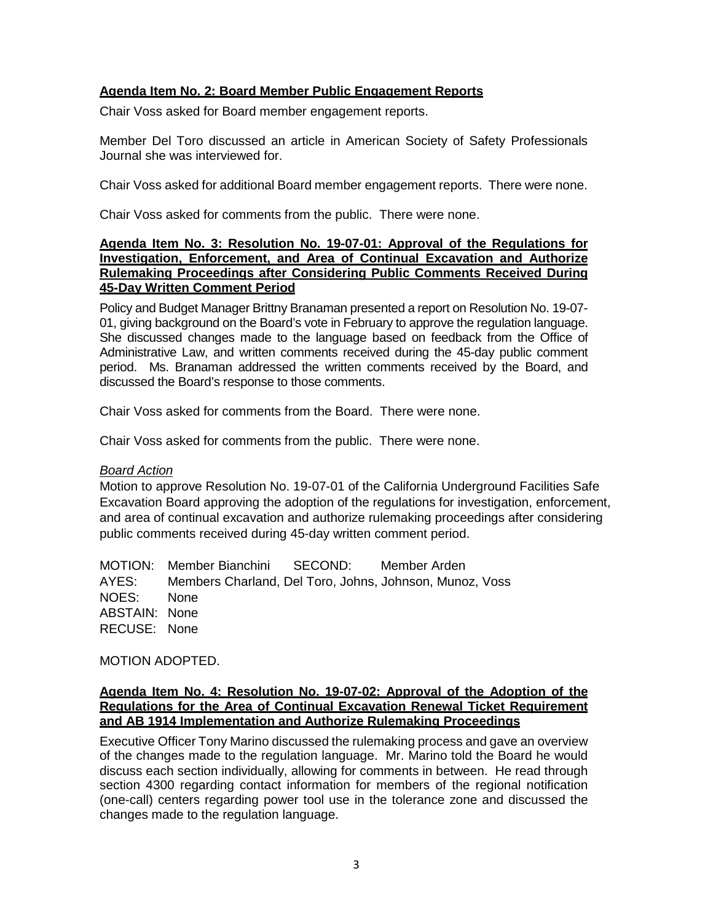**Agenda Item No. 2: Board Member Public Engagement Reports**

Chair Voss asked for Board member engagement reports.

Member Del Toro discussed an article in American Society of Safety Professionals Journal she was interviewed for.

Chair Voss asked for additional Board member engagement reports. There were none.

Chair Voss asked for comments from the public. There were none.

**Agenda Item No. 3: Resolution No. 19-07-01: Approval of the Regulations for Investigation, Enforcement, and Area of Continual Excavation and Authorize Rulemaking Proceedings after Considering Public Comments Received During 45-Day Written Comment Period**

Policy and Budget Manager Brittny Branaman presented a report on Resolution No. 19-07-01, giving background on the Board's vote in February to approve the regulation language. She discussed changes made to the language based on feedback from the Office of Administrative Law, and written comments received during the 45-day public comment period. Ms. Branaman addressed the written comments received by the Board, and discussed the Board's response to those comments.

Chair Voss asked for comments from the Board. There were none.

Chair Voss asked for comments from the public. There were none.

*Board Action*

Motion to approve Resolution No. 19-07-01 of the California Underground Facilities Safe Excavation Board approving the adoption of the regulations for investigation, enforcement, and area of continual excavation and authorize rulemaking proceedings after considering public comments received during 45-day written comment period.

MOTION: Member Bianchini SECOND: Member Arden
AYES: Members Charland, Del Toro, Johns, Johnson, Munoz, Voss
NOES: None
ABSTAIN: None
RECUSE: None

MOTION ADOPTED.

**Agenda Item No. 4: Resolution No. 19-07-02: Approval of the Adoption of the Regulations for the Area of Continual Excavation Renewal Ticket Requirement and AB 1914 Implementation and Authorize Rulemaking Proceedings**

Executive Officer Tony Marino discussed the rulemaking process and gave an overview of the changes made to the regulation language. Mr. Marino told the Board he would discuss each section individually, allowing for comments in between. He read through section 4300 regarding contact information for members of the regional notification (one-call) centers regarding power tool use in the tolerance zone and discussed the changes made to the regulation language.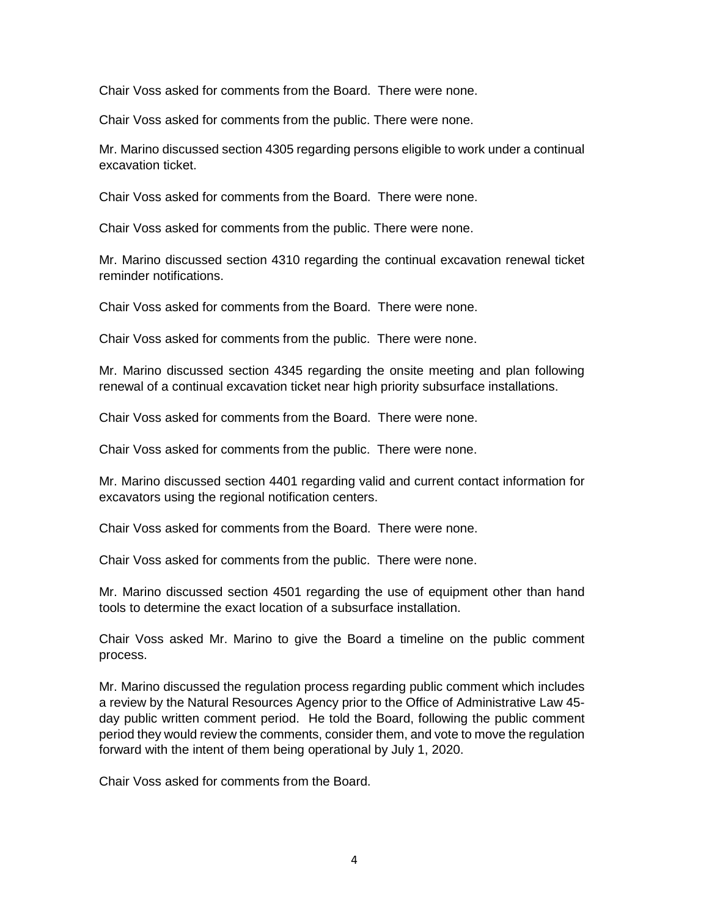Chair Voss asked for comments from the Board. There were none.

Chair Voss asked for comments from the public. There were none.

Mr. Marino discussed section 4305 regarding persons eligible to work under a continual excavation ticket.

Chair Voss asked for comments from the Board. There were none.

Chair Voss asked for comments from the public. There were none.

Mr. Marino discussed section 4310 regarding the continual excavation renewal ticket reminder notifications.

Chair Voss asked for comments from the Board. There were none.

Chair Voss asked for comments from the public. There were none.

Mr. Marino discussed section 4345 regarding the onsite meeting and plan following renewal of a continual excavation ticket near high priority subsurface installations.

Chair Voss asked for comments from the Board. There were none.

Chair Voss asked for comments from the public. There were none.

Mr. Marino discussed section 4401 regarding valid and current contact information for excavators using the regional notification centers.

Chair Voss asked for comments from the Board. There were none.

Chair Voss asked for comments from the public. There were none.

Mr. Marino discussed section 4501 regarding the use of equipment other than hand tools to determine the exact location of a subsurface installation.

Chair Voss asked Mr. Marino to give the Board a timeline on the public comment process.

Mr. Marino discussed the regulation process regarding public comment which includes a review by the Natural Resources Agency prior to the Office of Administrative Law 45-day public written comment period. He told the Board, following the public comment period they would review the comments, consider them, and vote to move the regulation forward with the intent of them being operational by July 1, 2020.

Chair Voss asked for comments from the Board.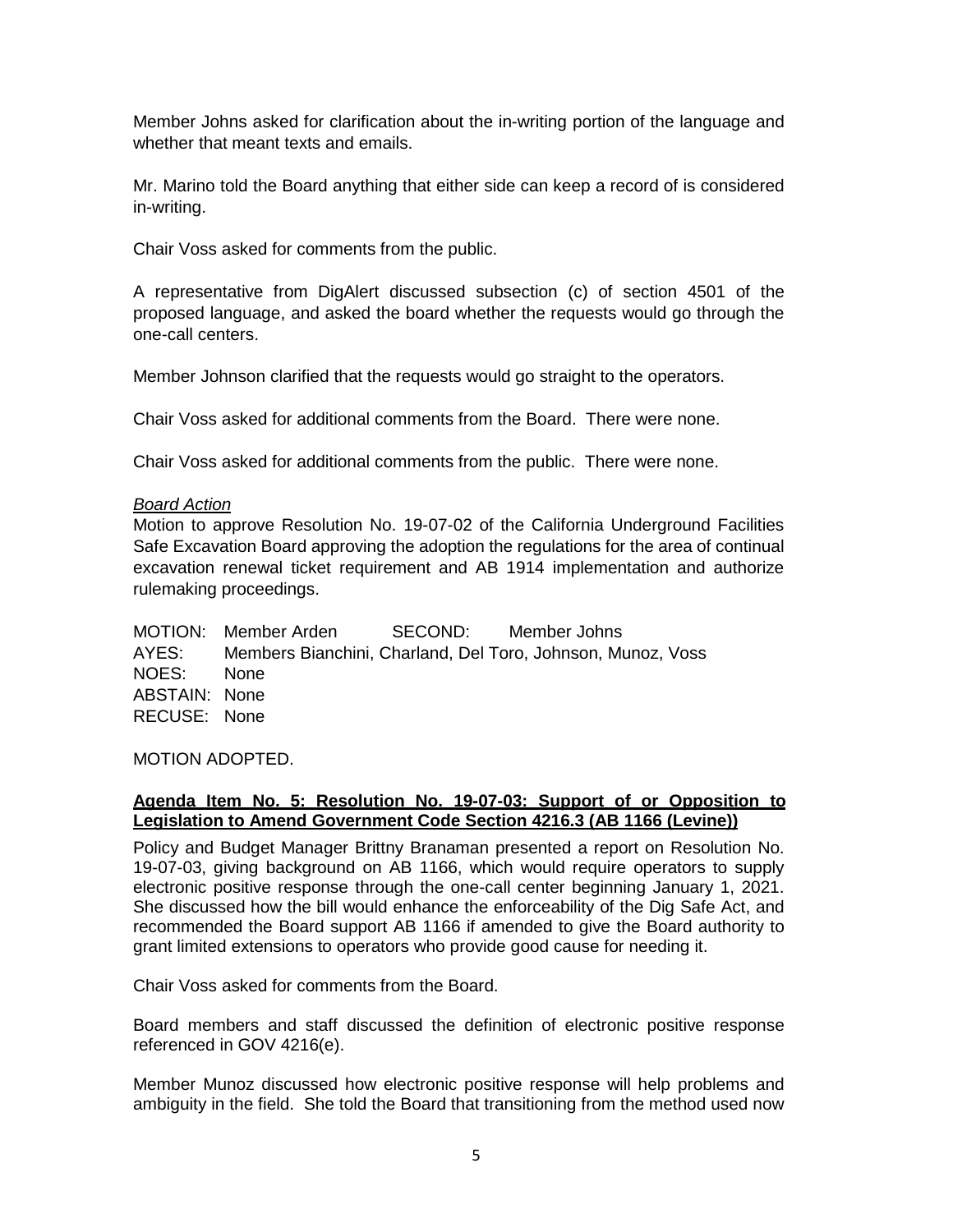Member Johns asked for clarification about the in-writing portion of the language and whether that meant texts and emails.

Mr. Marino told the Board anything that either side can keep a record of is considered in-writing.

Chair Voss asked for comments from the public.

A representative from DigAlert discussed subsection (c) of section 4501 of the proposed language, and asked the board whether the requests would go through the one-call centers.

Member Johnson clarified that the requests would go straight to the operators.

Chair Voss asked for additional comments from the Board. There were none.

Chair Voss asked for additional comments from the public. There were none.

*Board Action*

Motion to approve Resolution No. 19-07-02 of the California Underground Facilities Safe Excavation Board approving the adoption the regulations for the area of continual excavation renewal ticket requirement and AB 1914 implementation and authorize rulemaking proceedings.

MOTION: Member Arden SECOND: Member Johns
AYES: Members Bianchini, Charland, Del Toro, Johnson, Munoz, Voss
NOES: None
ABSTAIN: None
RECUSE: None

MOTION ADOPTED.

**Agenda Item No. 5: Resolution No. 19-07-03: Support of or Opposition to Legislation to Amend Government Code Section 4216.3 (AB 1166 (Levine))**

Policy and Budget Manager Brittny Branaman presented a report on Resolution No. 19-07-03, giving background on AB 1166, which would require operators to supply electronic positive response through the one-call center beginning January 1, 2021. She discussed how the bill would enhance the enforceability of the Dig Safe Act, and recommended the Board support AB 1166 if amended to give the Board authority to grant limited extensions to operators who provide good cause for needing it.

Chair Voss asked for comments from the Board.

Board members and staff discussed the definition of electronic positive response referenced in GOV 4216(e).

Member Munoz discussed how electronic positive response will help problems and ambiguity in the field. She told the Board that transitioning from the method used now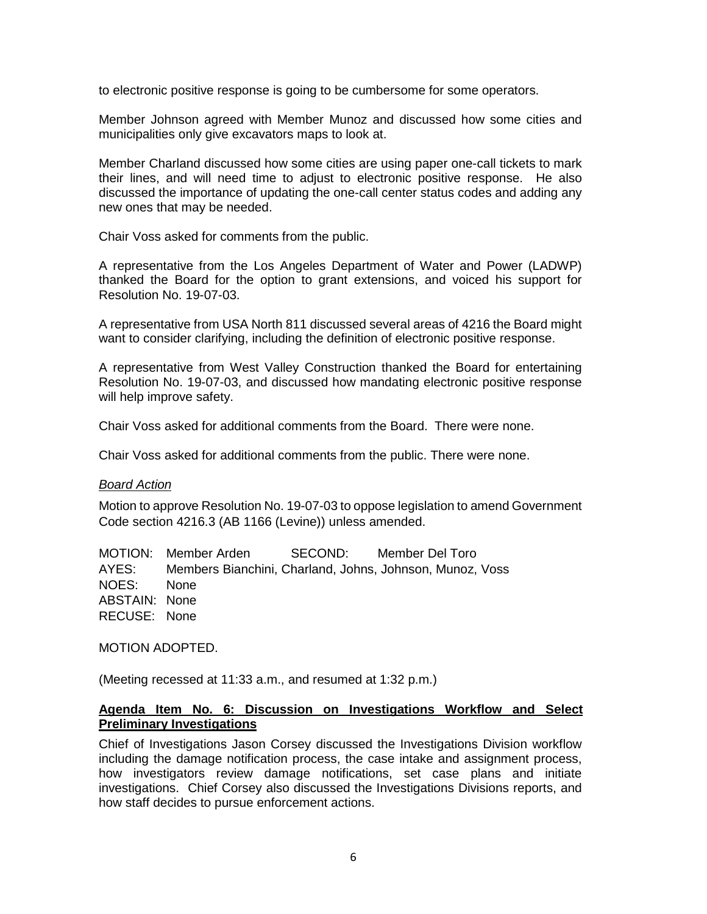to electronic positive response is going to be cumbersome for some operators.

Member Johnson agreed with Member Munoz and discussed how some cities and municipalities only give excavators maps to look at.

Member Charland discussed how some cities are using paper one-call tickets to mark their lines, and will need time to adjust to electronic positive response. He also discussed the importance of updating the one-call center status codes and adding any new ones that may be needed.

Chair Voss asked for comments from the public.

A representative from the Los Angeles Department of Water and Power (LADWP) thanked the Board for the option to grant extensions, and voiced his support for Resolution No. 19-07-03.

A representative from USA North 811 discussed several areas of 4216 the Board might want to consider clarifying, including the definition of electronic positive response.

A representative from West Valley Construction thanked the Board for entertaining Resolution No. 19-07-03, and discussed how mandating electronic positive response will help improve safety.

Chair Voss asked for additional comments from the Board. There were none.

Chair Voss asked for additional comments from the public. There were none.

*Board Action*

Motion to approve Resolution No. 19-07-03 to oppose legislation to amend Government Code section 4216.3 (AB 1166 (Levine)) unless amended.

MOTION: Member Arden SECOND: Member Del Toro
AYES: Members Bianchini, Charland, Johns, Johnson, Munoz, Voss
NOES: None
ABSTAIN: None
RECUSE: None

MOTION ADOPTED.

(Meeting recessed at 11:33 a.m., and resumed at 1:32 p.m.)

**Agenda Item No. 6: Discussion on Investigations Workflow and Select Preliminary Investigations**

Chief of Investigations Jason Corsey discussed the Investigations Division workflow including the damage notification process, the case intake and assignment process, how investigators review damage notifications, set case plans and initiate investigations. Chief Corsey also discussed the Investigations Divisions reports, and how staff decides to pursue enforcement actions.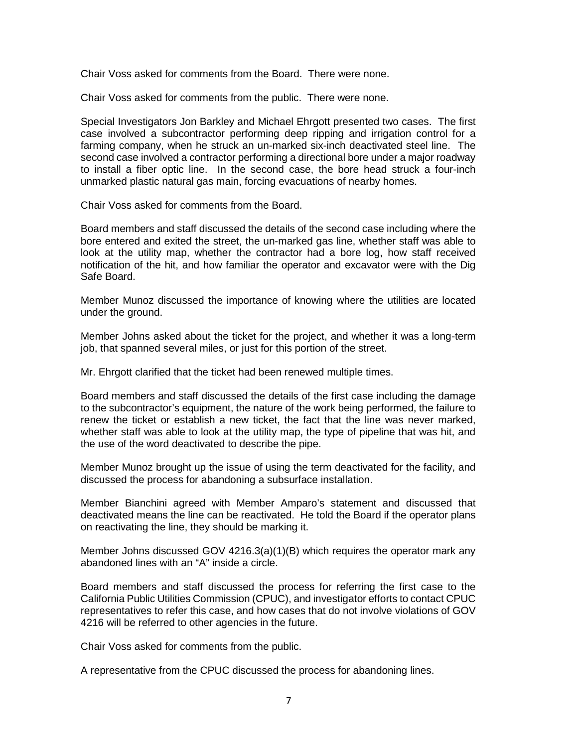Chair Voss asked for comments from the Board. There were none.

Chair Voss asked for comments from the public. There were none.

Special Investigators Jon Barkley and Michael Ehrgott presented two cases. The first case involved a subcontractor performing deep ripping and irrigation control for a farming company, when he struck an un-marked six-inch deactivated steel line. The second case involved a contractor performing a directional bore under a major roadway to install a fiber optic line. In the second case, the bore head struck a four-inch unmarked plastic natural gas main, forcing evacuations of nearby homes.

Chair Voss asked for comments from the Board.

Board members and staff discussed the details of the second case including where the bore entered and exited the street, the un-marked gas line, whether staff was able to look at the utility map, whether the contractor had a bore log, how staff received notification of the hit, and how familiar the operator and excavator were with the Dig Safe Board.

Member Munoz discussed the importance of knowing where the utilities are located under the ground.

Member Johns asked about the ticket for the project, and whether it was a long-term job, that spanned several miles, or just for this portion of the street.

Mr. Ehrgott clarified that the ticket had been renewed multiple times.

Board members and staff discussed the details of the first case including the damage to the subcontractor's equipment, the nature of the work being performed, the failure to renew the ticket or establish a new ticket, the fact that the line was never marked, whether staff was able to look at the utility map, the type of pipeline that was hit, and the use of the word deactivated to describe the pipe.

Member Munoz brought up the issue of using the term deactivated for the facility, and discussed the process for abandoning a subsurface installation.

Member Bianchini agreed with Member Amparo's statement and discussed that deactivated means the line can be reactivated. He told the Board if the operator plans on reactivating the line, they should be marking it.

Member Johns discussed GOV 4216.3(a)(1)(B) which requires the operator mark any abandoned lines with an "A" inside a circle.

Board members and staff discussed the process for referring the first case to the California Public Utilities Commission (CPUC), and investigator efforts to contact CPUC representatives to refer this case, and how cases that do not involve violations of GOV 4216 will be referred to other agencies in the future.

Chair Voss asked for comments from the public.

A representative from the CPUC discussed the process for abandoning lines.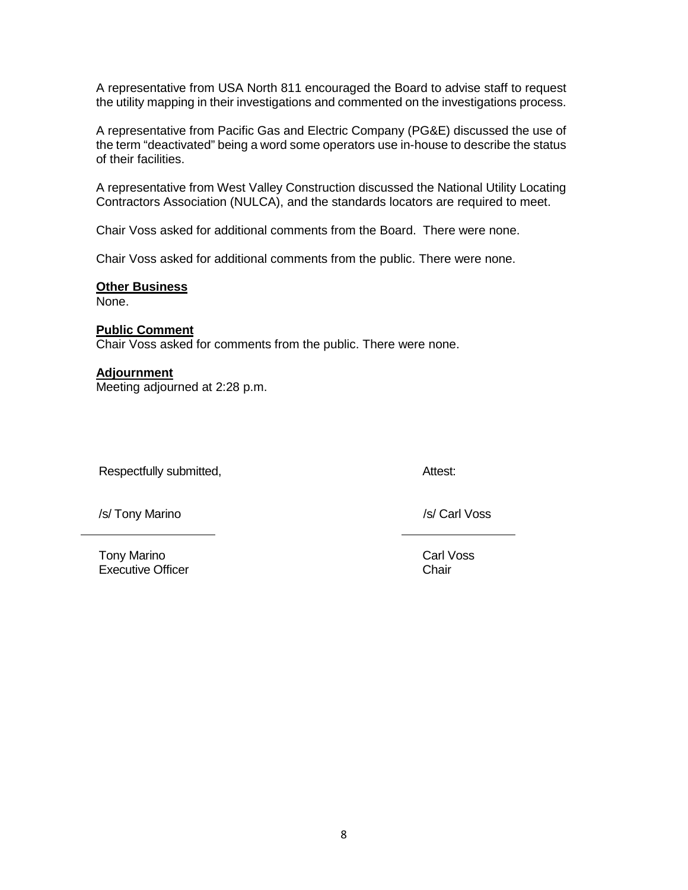A representative from USA North 811 encouraged the Board to advise staff to request the utility mapping in their investigations and commented on the investigations process.

A representative from Pacific Gas and Electric Company (PG&E) discussed the use of the term "deactivated" being a word some operators use in-house to describe the status of their facilities.

A representative from West Valley Construction discussed the National Utility Locating Contractors Association (NULCA), and the standards locators are required to meet.

Chair Voss asked for additional comments from the Board. There were none.

Chair Voss asked for additional comments from the public. There were none.

**Other Business**

None.

**Public Comment**

Chair Voss asked for comments from the public. There were none.

**Adjournment**

Meeting adjourned at 2:28 p.m.

| | |
|---|---|
| Respectfully submitted, | Attest: |
| /s/ Tony Marino | /s/ Carl Voss |
| Tony Marino<br>Executive Officer | Carl Voss<br>Chair |